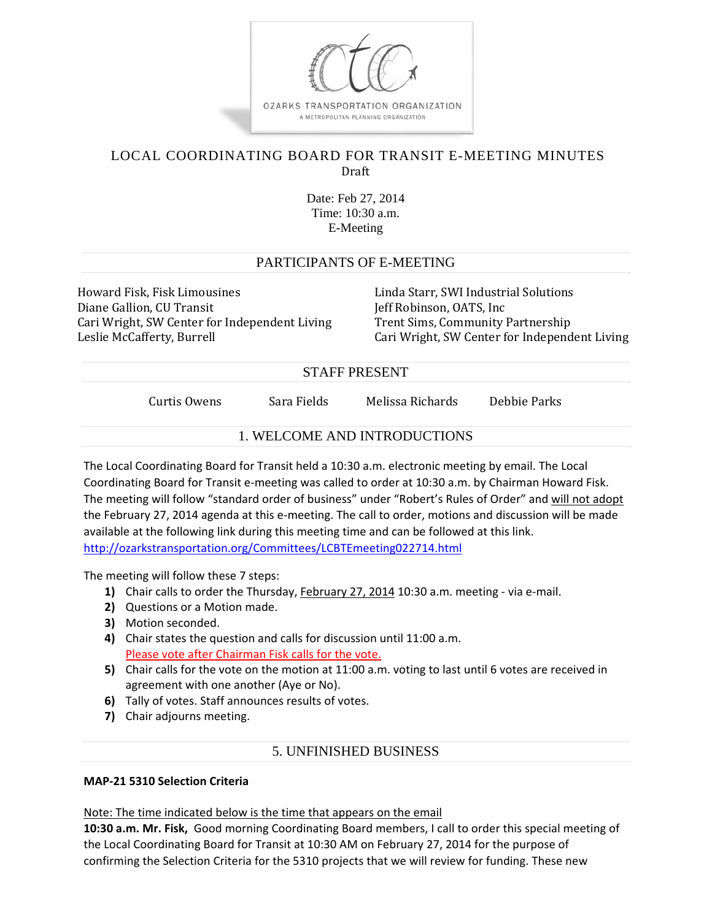OZARKS TRANSPORTATION ORGANIZATION
A METROPOLITAN PLANNING ORGANIZATION

# LOCAL COORDINATING BOARD FOR TRANSIT E-MEETING MINUTES

Draft

Date: Feb 27, 2014
Time: 10:30 a.m.
E-Meeting

## PARTICIPANTS OF E-MEETING

Howard Fisk, Fisk Limousines
Diane Gallion, CU Transit
Cari Wright, SW Center for Independent Living
Leslie McCafferty, Burrell
Linda Starr, SWI Industrial Solutions
Jeff Robinson, OATS, Inc
Trent Sims, Community Partnership
Cari Wright, SW Center for Independent Living

## STAFF PRESENT

Curtis Owens    Sara Fields    Melissa Richards    Debbie Parks

## 1. WELCOME AND INTRODUCTIONS

The Local Coordinating Board for Transit held a 10:30 a.m. electronic meeting by email. The Local Coordinating Board for Transit e-meeting was called to order at 10:30 a.m. by Chairman Howard Fisk. The meeting will follow "standard order of business" under "Robert's Rules of Order" and will not adopt the February 27, 2014 agenda at this e-meeting. The call to order, motions and discussion will be made available at the following link during this meeting time and can be followed at this link.
http://ozarkstransportation.org/Committees/LCBTEmeeting022714.html

The meeting will follow these 7 steps:

1) Chair calls to order the Thursday, February 27, 2014 10:30 a.m. meeting - via e-mail.
2) Questions or a Motion made.
3) Motion seconded.
4) Chair states the question and calls for discussion until 11:00 a.m.
   Please vote after Chairman Fisk calls for the vote.
5) Chair calls for the vote on the motion at 11:00 a.m. voting to last until 6 votes are received in agreement with one another (Aye or No).
6) Tally of votes. Staff announces results of votes.
7) Chair adjourns meeting.

## 5. UNFINISHED BUSINESS

**MAP-21 5310 Selection Criteria**

Note: The time indicated below is the time that appears on the email

**10:30 a.m. Mr. Fisk,** Good morning Coordinating Board members, I call to order this special meeting of the Local Coordinating Board for Transit at 10:30 AM on February 27, 2014 for the purpose of confirming the Selection Criteria for the 5310 projects that we will review for funding. These new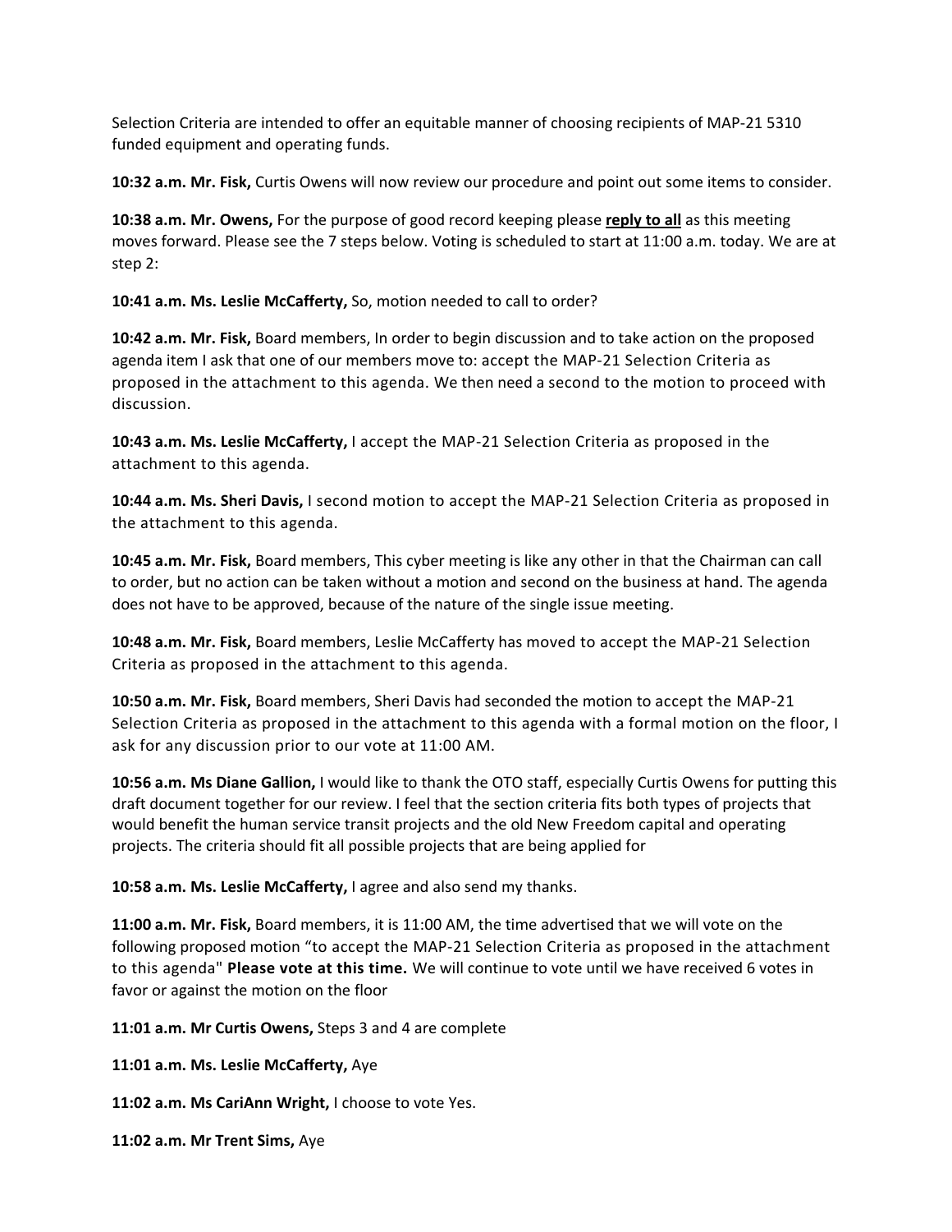Selection Criteria are intended to offer an equitable manner of choosing recipients of MAP-21 5310 funded equipment and operating funds.

**10:32 a.m. Mr. Fisk,** Curtis Owens will now review our procedure and point out some items to consider.

**10:38 a.m. Mr. Owens,** For the purpose of good record keeping please **reply to all** as this meeting moves forward. Please see the 7 steps below. Voting is scheduled to start at 11:00 a.m. today. We are at step 2:

**10:41 a.m. Ms. Leslie McCafferty,** So, motion needed to call to order?

**10:42 a.m. Mr. Fisk,** Board members, In order to begin discussion and to take action on the proposed agenda item I ask that one of our members move to: accept the MAP-21 Selection Criteria as proposed in the attachment to this agenda. We then need a second to the motion to proceed with discussion.

**10:43 a.m. Ms. Leslie McCafferty,** I accept the MAP-21 Selection Criteria as proposed in the attachment to this agenda.

**10:44 a.m. Ms. Sheri Davis,** I second motion to accept the MAP-21 Selection Criteria as proposed in the attachment to this agenda.

**10:45 a.m. Mr. Fisk,** Board members, This cyber meeting is like any other in that the Chairman can call to order, but no action can be taken without a motion and second on the business at hand. The agenda does not have to be approved, because of the nature of the single issue meeting.

**10:48 a.m. Mr. Fisk,** Board members, Leslie McCafferty has moved to accept the MAP-21 Selection Criteria as proposed in the attachment to this agenda.

**10:50 a.m. Mr. Fisk,** Board members, Sheri Davis had seconded the motion to accept the MAP-21 Selection Criteria as proposed in the attachment to this agenda with a formal motion on the floor, I ask for any discussion prior to our vote at 11:00 AM.

**10:56 a.m. Ms Diane Gallion,** I would like to thank the OTO staff, especially Curtis Owens for putting this draft document together for our review. I feel that the section criteria fits both types of projects that would benefit the human service transit projects and the old New Freedom capital and operating projects. The criteria should fit all possible projects that are being applied for

**10:58 a.m. Ms. Leslie McCafferty,** I agree and also send my thanks.

**11:00 a.m. Mr. Fisk,** Board members, it is 11:00 AM, the time advertised that we will vote on the following proposed motion "to accept the MAP-21 Selection Criteria as proposed in the attachment to this agenda" **Please vote at this time.** We will continue to vote until we have received 6 votes in favor or against the motion on the floor

**11:01 a.m. Mr Curtis Owens,** Steps 3 and 4 are complete

**11:01 a.m. Ms. Leslie McCafferty,** Aye

**11:02 a.m. Ms CariAnn Wright,** I choose to vote Yes.

**11:02 a.m. Mr Trent Sims,** Aye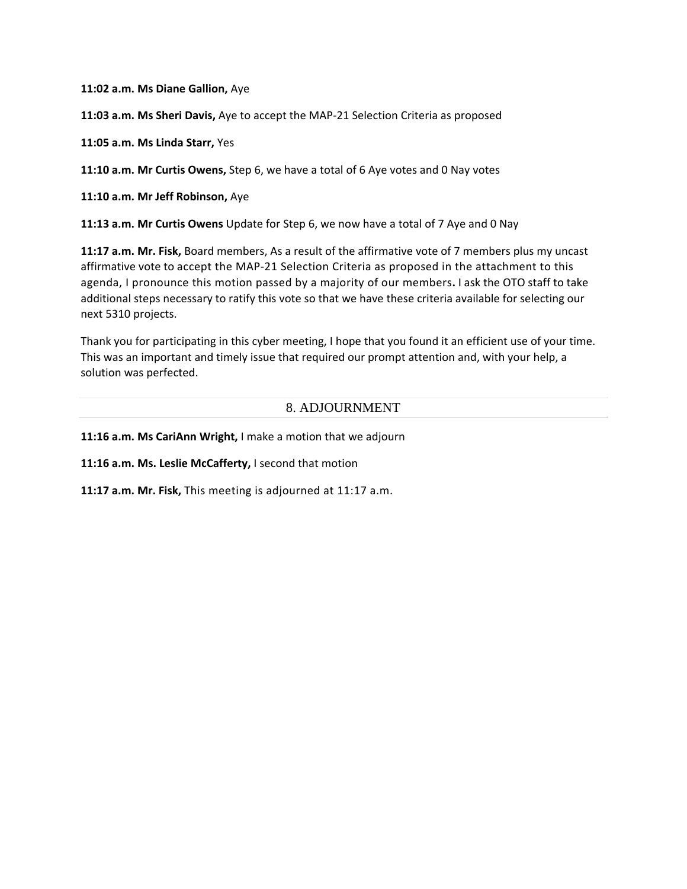**11:02 a.m. Ms Diane Gallion,** Aye

**11:03 a.m. Ms Sheri Davis,** Aye to accept the MAP-21 Selection Criteria as proposed

**11:05 a.m. Ms Linda Starr,** Yes

**11:10 a.m. Mr Curtis Owens,** Step 6, we have a total of 6 Aye votes and 0 Nay votes

**11:10 a.m. Mr Jeff Robinson,** Aye

**11:13 a.m. Mr Curtis Owens** Update for Step 6, we now have a total of 7 Aye and 0 Nay

**11:17 a.m. Mr. Fisk,** Board members, As a result of the affirmative vote of 7 members plus my uncast affirmative vote to accept the MAP-21 Selection Criteria as proposed in the attachment to this agenda, I pronounce this motion passed by a majority of our members**.** I ask the OTO staff to take additional steps necessary to ratify this vote so that we have these criteria available for selecting our next 5310 projects.

Thank you for participating in this cyber meeting, I hope that you found it an efficient use of your time. This was an important and timely issue that required our prompt attention and, with your help, a solution was perfected.

## 8. ADJOURNMENT

**11:16 a.m. Ms CariAnn Wright,** I make a motion that we adjourn

**11:16 a.m. Ms. Leslie McCafferty,** I second that motion

**11:17 a.m. Mr. Fisk,** This meeting is adjourned at 11:17 a.m.